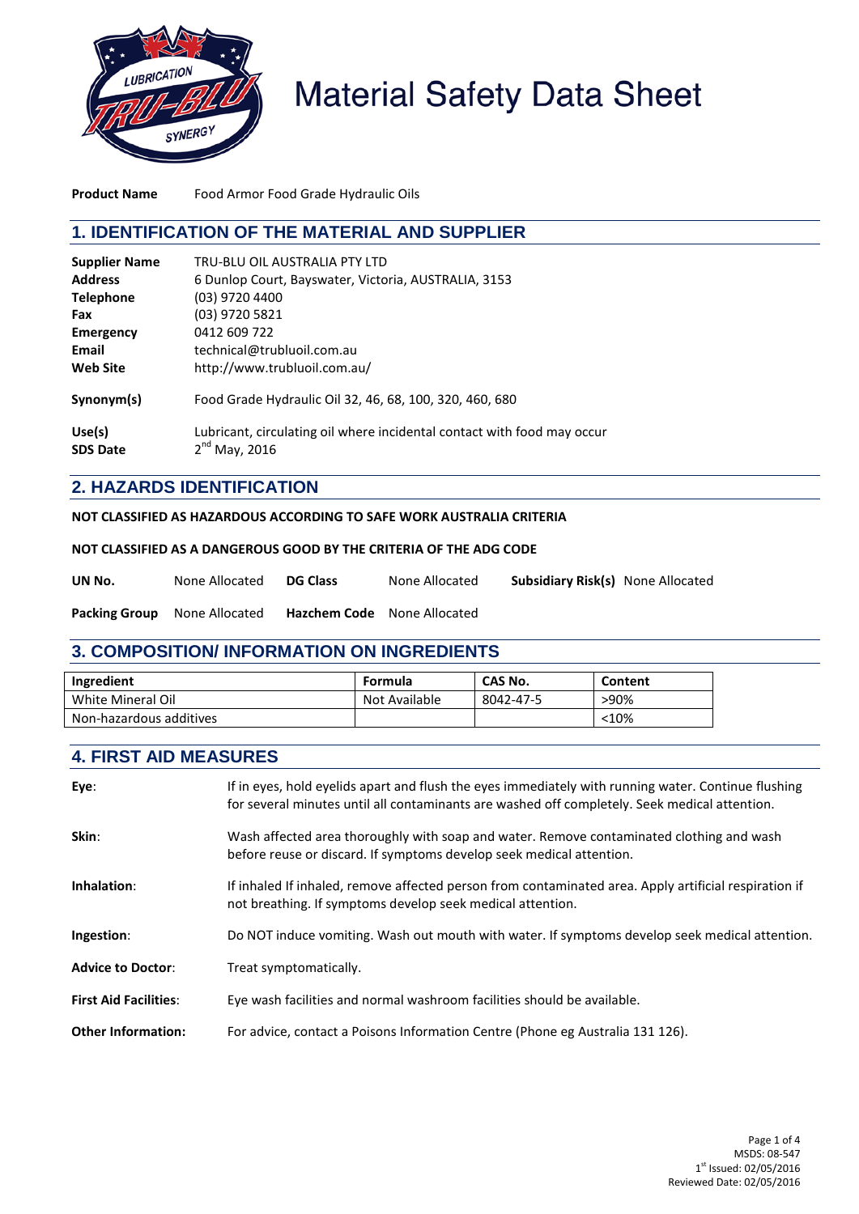# Material Safety Data Sheet

**Product Name** Food Armor Food Grade Hydraulic Oils

## 1. IDENTIFICATION OF THE MATERIAL AND SUPPLIER

**Supplier Name** TRU-BLU OIL AUSTRALIA PTY LTD
**Address** 6 Dunlop Court, Bayswater, Victoria, AUSTRALIA, 3153
**Telephone** (03) 9720 4400
**Fax** (03) 9720 5821
**Emergency** 0412 609 722
**Email** technical@trubluoil.com.au
**Web Site** http://www.trubluoil.com.au/

**Synonym(s)** Food Grade Hydraulic Oil 32, 46, 68, 100, 320, 460, 680

**Use(s)** Lubricant, circulating oil where incidental contact with food may occur
**SDS Date** 2nd May, 2016

## 2. HAZARDS IDENTIFICATION

**NOT CLASSIFIED AS HAZARDOUS ACCORDING TO SAFE WORK AUSTRALIA CRITERIA**

**NOT CLASSIFIED AS A DANGEROUS GOOD BY THE CRITERIA OF THE ADG CODE**

**UN No.** None Allocated **DG Class** None Allocated **Subsidiary Risk(s)** None Allocated

**Packing Group** None Allocated **Hazchem Code** None Allocated

## 3. COMPOSITION/ INFORMATION ON INGREDIENTS

| Ingredient | Formula | CAS No. | Content |
|---|---|---|---|
| White Mineral Oil | Not Available | 8042-47-5 | >90% |
| Non-hazardous additives | | | <10% |

## 4. FIRST AID MEASURES

**Eye**: If in eyes, hold eyelids apart and flush the eyes immediately with running water. Continue flushing for several minutes until all contaminants are washed off completely. Seek medical attention.

**Skin**: Wash affected area thoroughly with soap and water. Remove contaminated clothing and wash before reuse or discard. If symptoms develop seek medical attention.

**Inhalation**: If inhaled If inhaled, remove affected person from contaminated area. Apply artificial respiration if not breathing. If symptoms develop seek medical attention.

**Ingestion**: Do NOT induce vomiting. Wash out mouth with water. If symptoms develop seek medical attention.

**Advice to Doctor**: Treat symptomatically.

**First Aid Facilities**: Eye wash facilities and normal washroom facilities should be available.

**Other Information:** For advice, contact a Poisons Information Centre (Phone eg Australia 131 126).

MSDS: 08-547
1st Issued: 02/05/2016
Reviewed Date: 02/05/2016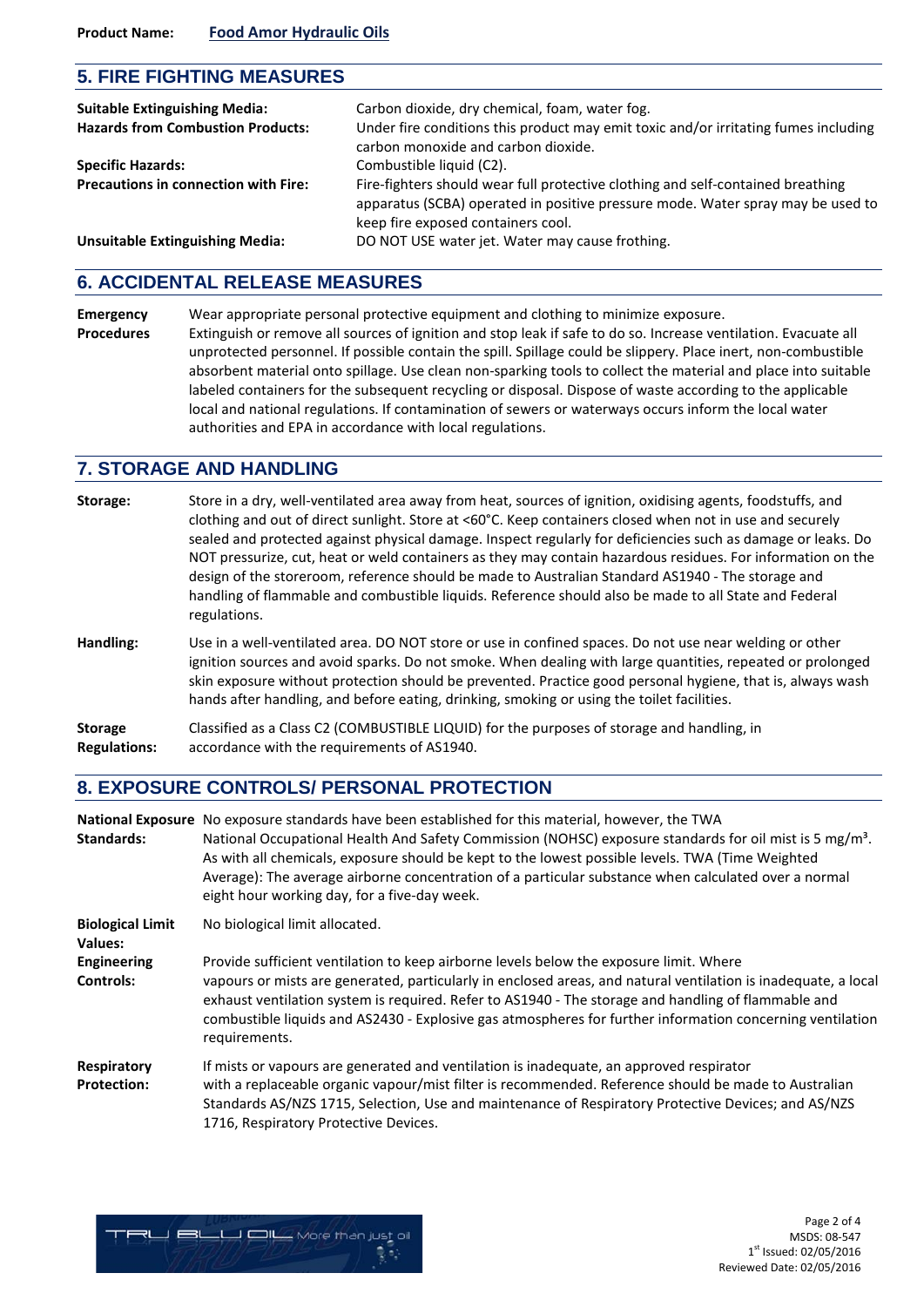## 5. FIRE FIGHTING MEASURES

**Suitable Extinguishing Media:** Carbon dioxide, dry chemical, foam, water fog.

**Hazards from Combustion Products:** Under fire conditions this product may emit toxic and/or irritating fumes including carbon monoxide and carbon dioxide.

**Specific Hazards:** Combustible liquid (C2).

**Precautions in connection with Fire:** Fire-fighters should wear full protective clothing and self-contained breathing apparatus (SCBA) operated in positive pressure mode. Water spray may be used to keep fire exposed containers cool.

**Unsuitable Extinguishing Media:** DO NOT USE water jet. Water may cause frothing.

## 6. ACCIDENTAL RELEASE MEASURES

**Emergency Procedures:** Wear appropriate personal protective equipment and clothing to minimize exposure.
Extinguish or remove all sources of ignition and stop leak if safe to do so. Increase ventilation. Evacuate all unprotected personnel. If possible contain the spill. Spillage could be slippery. Place inert, non-combustible absorbent material onto spillage. Use clean non-sparking tools to collect the material and place into suitable labeled containers for the subsequent recycling or disposal. Dispose of waste according to the applicable local and national regulations. If contamination of sewers or waterways occurs inform the local water authorities and EPA in accordance with local regulations.

## 7. STORAGE AND HANDLING

**Storage:** Store in a dry, well-ventilated area away from heat, sources of ignition, oxidising agents, foodstuffs, and clothing and out of direct sunlight. Store at <60°C. Keep containers closed when not in use and securely sealed and protected against physical damage. Inspect regularly for deficiencies such as damage or leaks. Do NOT pressurize, cut, heat or weld containers as they may contain hazardous residues. For information on the design of the storeroom, reference should be made to Australian Standard AS1940 - The storage and handling of flammable and combustible liquids. Reference should also be made to all State and Federal regulations.

**Handling:** Use in a well-ventilated area. DO NOT store or use in confined spaces. Do not use near welding or other ignition sources and avoid sparks. Do not smoke. When dealing with large quantities, repeated or prolonged skin exposure without protection should be prevented. Practice good personal hygiene, that is, always wash hands after handling, and before eating, drinking, smoking or using the toilet facilities.

**Storage Regulations:** Classified as a Class C2 (COMBUSTIBLE LIQUID) for the purposes of storage and handling, in accordance with the requirements of AS1940.

## 8. EXPOSURE CONTROLS/ PERSONAL PROTECTION

**National Exposure Standards:** No exposure standards have been established for this material, however, the TWA National Occupational Health And Safety Commission (NOHSC) exposure standards for oil mist is 5 mg/m³. As with all chemicals, exposure should be kept to the lowest possible levels. TWA (Time Weighted Average): The average airborne concentration of a particular substance when calculated over a normal eight hour working day, for a five-day week.

**Biological Limit Values:** No biological limit allocated.

**Engineering Controls:** Provide sufficient ventilation to keep airborne levels below the exposure limit. Where vapours or mists are generated, particularly in enclosed areas, and natural ventilation is inadequate, a local exhaust ventilation system is required. Refer to AS1940 - The storage and handling of flammable and combustible liquids and AS2430 - Explosive gas atmospheres for further information concerning ventilation requirements.

**Respiratory Protection:** If mists or vapours are generated and ventilation is inadequate, an approved respirator with a replaceable organic vapour/mist filter is recommended. Reference should be made to Australian Standards AS/NZS 1715, Selection, Use and maintenance of Respiratory Protective Devices; and AS/NZS 1716, Respiratory Protective Devices.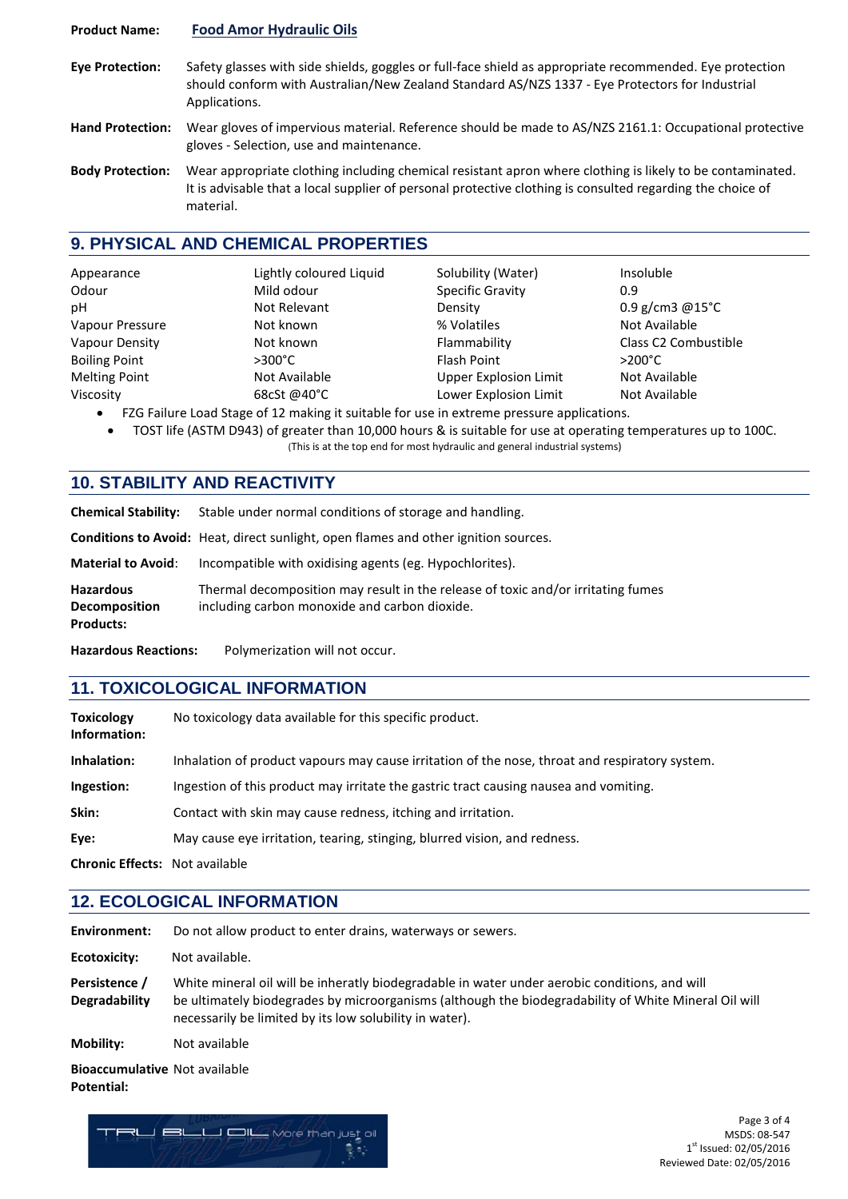**Product Name:** Food Amor Hydraulic Oils

**Eye Protection:** Safety glasses with side shields, goggles or full-face shield as appropriate recommended. Eye protection should conform with Australian/New Zealand Standard AS/NZS 1337 - Eye Protectors for Industrial Applications.

**Hand Protection:** Wear gloves of impervious material. Reference should be made to AS/NZS 2161.1: Occupational protective gloves - Selection, use and maintenance.

**Body Protection:** Wear appropriate clothing including chemical resistant apron where clothing is likely to be contaminated. It is advisable that a local supplier of personal protective clothing is consulted regarding the choice of material.

## 9. PHYSICAL AND CHEMICAL PROPERTIES

| | | | |
|---|---|---|---|
| Appearance | Lightly coloured Liquid | Solubility (Water) | Insoluble |
| Odour | Mild odour | Specific Gravity | 0.9 |
| pH | Not Relevant | Density | 0.9 g/cm3 @15°C |
| Vapour Pressure | Not known | % Volatiles | Not Available |
| Vapour Density | Not known | Flammability | Class C2 Combustible |
| Boiling Point | >300°C | Flash Point | >200°C |
| Melting Point | Not Available | Upper Explosion Limit | Not Available |
| Viscosity | 68cSt @40°C | Lower Explosion Limit | Not Available |

- FZG Failure Load Stage of 12 making it suitable for use in extreme pressure applications.
- TOST life (ASTM D943) of greater than 10,000 hours & is suitable for use at operating temperatures up to 100C. (This is at the top end for most hydraulic and general industrial systems)

## 10. STABILITY AND REACTIVITY

**Chemical Stability:** Stable under normal conditions of storage and handling.

**Conditions to Avoid:** Heat, direct sunlight, open flames and other ignition sources.

**Material to Avoid:** Incompatible with oxidising agents (eg. Hypochlorites).

**Hazardous Decomposition Products:** Thermal decomposition may result in the release of toxic and/or irritating fumes including carbon monoxide and carbon dioxide.

**Hazardous Reactions:** Polymerization will not occur.

## 11. TOXICOLOGICAL INFORMATION

**Toxicology Information:** No toxicology data available for this specific product.

**Inhalation:** Inhalation of product vapours may cause irritation of the nose, throat and respiratory system.

**Ingestion:** Ingestion of this product may irritate the gastric tract causing nausea and vomiting.

**Skin:** Contact with skin may cause redness, itching and irritation.

**Eye:** May cause eye irritation, tearing, stinging, blurred vision, and redness.

**Chronic Effects:** Not available

## 12. ECOLOGICAL INFORMATION

**Environment:** Do not allow product to enter drains, waterways or sewers.

**Ecotoxicity:** Not available.

**Persistence / Degradability** White mineral oil will be inheratly biodegradable in water under aerobic conditions, and will be ultimately biodegrades by microorganisms (although the biodegradability of White Mineral Oil will necessarily be limited by its low solubility in water).

**Mobility:** Not available

**Bioaccumulative Potential:** Not available

MSDS: 08-547
1st Issued: 02/05/2016
Reviewed Date: 02/05/2016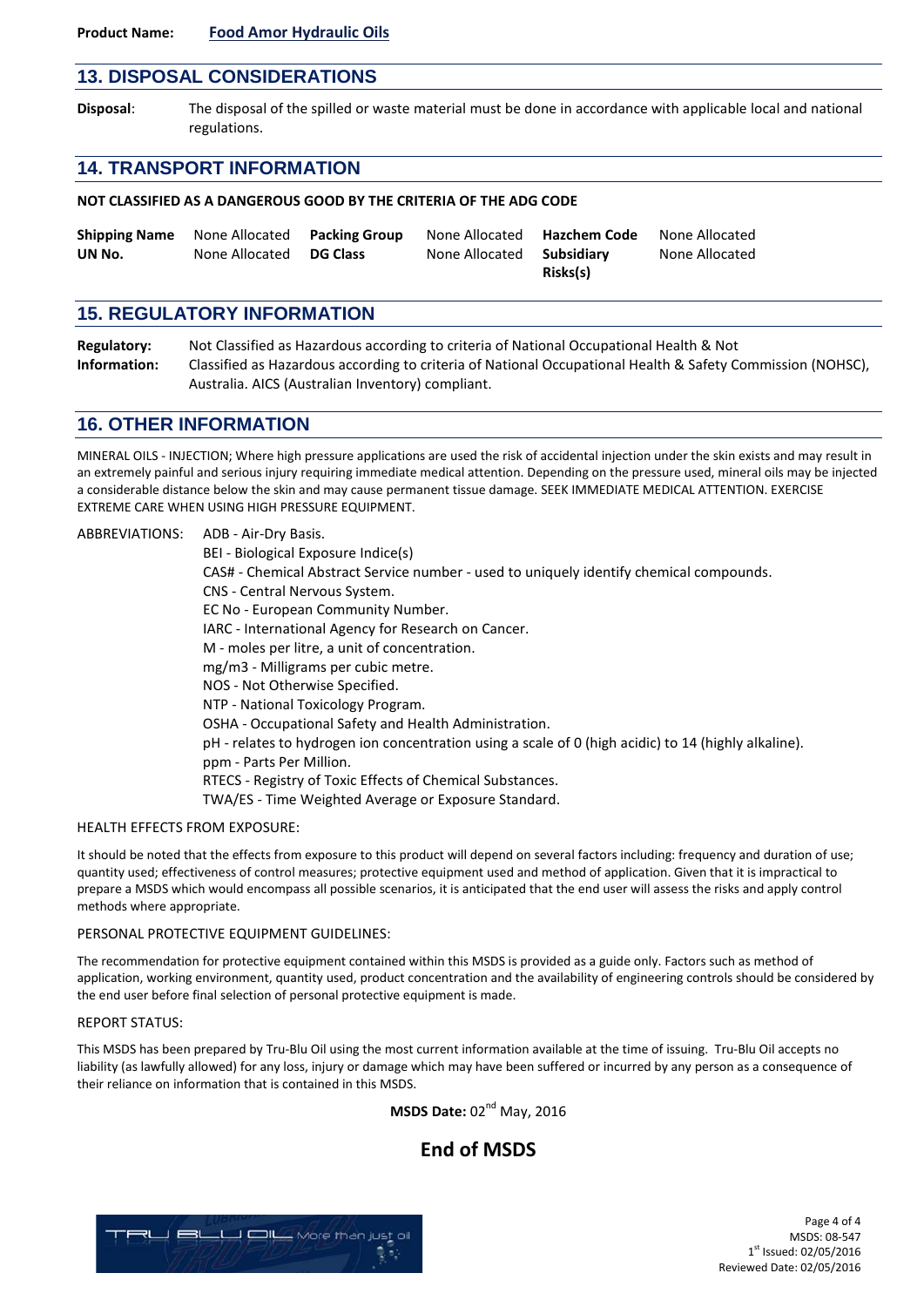**Product Name:** Food Amor Hydraulic Oils

## 13. DISPOSAL CONSIDERATIONS

**Disposal**: The disposal of the spilled or waste material must be done in accordance with applicable local and national regulations.

## 14. TRANSPORT INFORMATION

**NOT CLASSIFIED AS A DANGEROUS GOOD BY THE CRITERIA OF THE ADG CODE**

| | | | | | |
|---|---|---|---|---|---|
| **Shipping Name** | None Allocated | **Packing Group** | None Allocated | **Hazchem Code** | None Allocated |
| **UN No.** | None Allocated | **DG Class** | None Allocated | **Subsidiary Risks(s)** | None Allocated |

## 15. REGULATORY INFORMATION

**Regulatory: Information:** Not Classified as Hazardous according to criteria of National Occupational Health & Not Classified as Hazardous according to criteria of National Occupational Health & Safety Commission (NOHSC), Australia. AICS (Australian Inventory) compliant.

## 16. OTHER INFORMATION

MINERAL OILS - INJECTION; Where high pressure applications are used the risk of accidental injection under the skin exists and may result in an extremely painful and serious injury requiring immediate medical attention. Depending on the pressure used, mineral oils may be injected a considerable distance below the skin and may cause permanent tissue damage. SEEK IMMEDIATE MEDICAL ATTENTION. EXERCISE EXTREME CARE WHEN USING HIGH PRESSURE EQUIPMENT.

ABBREVIATIONS:

- ADB - Air-Dry Basis.
- BEI - Biological Exposure Indice(s)
- CAS# - Chemical Abstract Service number - used to uniquely identify chemical compounds.
- CNS - Central Nervous System.
- EC No - European Community Number.
- IARC - International Agency for Research on Cancer.
- M - moles per litre, a unit of concentration.
- mg/m3 - Milligrams per cubic metre.
- NOS - Not Otherwise Specified.
- NTP - National Toxicology Program.
- OSHA - Occupational Safety and Health Administration.
- pH - relates to hydrogen ion concentration using a scale of 0 (high acidic) to 14 (highly alkaline).
- ppm - Parts Per Million.
- RTECS - Registry of Toxic Effects of Chemical Substances.
- TWA/ES - Time Weighted Average or Exposure Standard.

HEALTH EFFECTS FROM EXPOSURE:

It should be noted that the effects from exposure to this product will depend on several factors including: frequency and duration of use; quantity used; effectiveness of control measures; protective equipment used and method of application. Given that it is impractical to prepare a MSDS which would encompass all possible scenarios, it is anticipated that the end user will assess the risks and apply control methods where appropriate.

PERSONAL PROTECTIVE EQUIPMENT GUIDELINES:

The recommendation for protective equipment contained within this MSDS is provided as a guide only. Factors such as method of application, working environment, quantity used, product concentration and the availability of engineering controls should be considered by the end user before final selection of personal protective equipment is made.

REPORT STATUS:

This MSDS has been prepared by Tru-Blu Oil using the most current information available at the time of issuing. Tru-Blu Oil accepts no liability (as lawfully allowed) for any loss, injury or damage which may have been suffered or incurred by any person as a consequence of their reliance on information that is contained in this MSDS.

**MSDS Date:** 02nd May, 2016

## End of MSDS

MSDS: 08-547
1st Issued: 02/05/2016
Reviewed Date: 02/05/2016